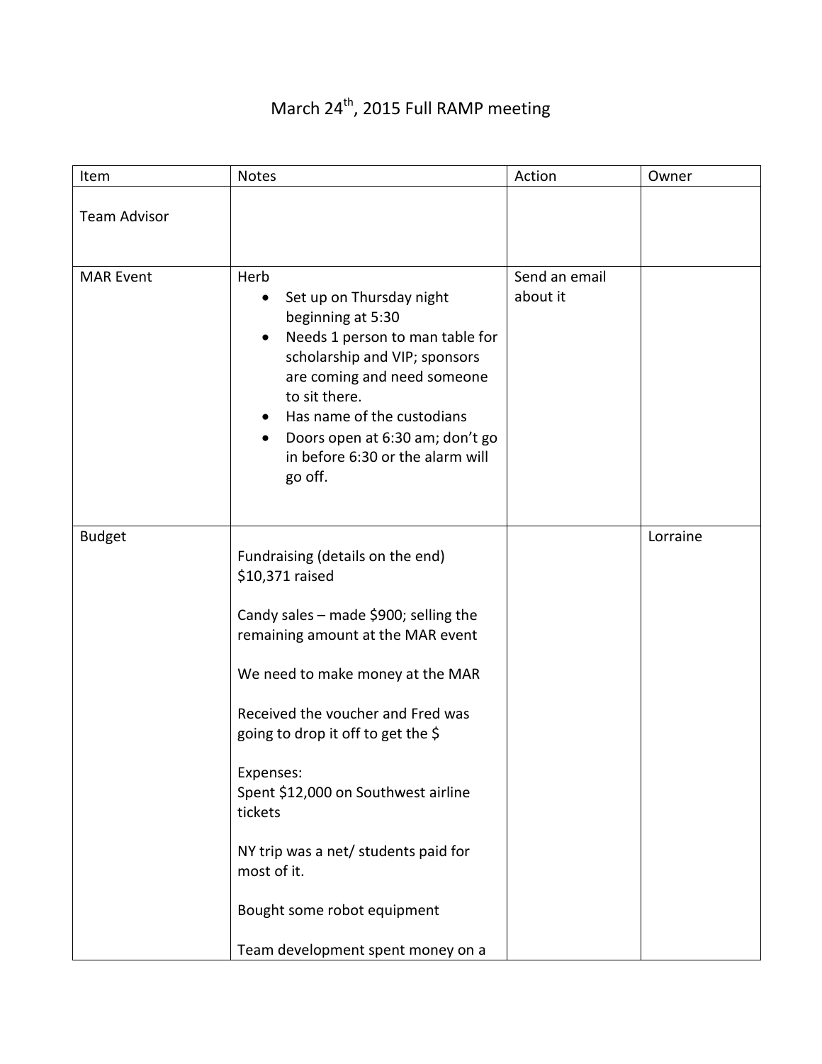# March 24th, 2015 Full RAMP meeting

| Item | Notes | Action | Owner |
| --- | --- | --- | --- |
| Team Advisor | | | |
| MAR Event | Herb<br>• Set up on Thursday night beginning at 5:30<br>• Needs 1 person to man table for scholarship and VIP; sponsors are coming and need someone to sit there.<br>• Has name of the custodians<br>• Doors open at 6:30 am; don't go in before 6:30 or the alarm will go off. | Send an email about it | |
| Budget | Fundraising (details on the end)<br>$10,371 raised<br><br>Candy sales – made $900; selling the remaining amount at the MAR event<br><br>We need to make money at the MAR<br><br>Received the voucher and Fred was going to drop it off to get the $<br><br>Expenses:<br>Spent $12,000 on Southwest airline tickets<br><br>NY trip was a net/ students paid for most of it.<br><br>Bought some robot equipment<br><br>Team development spent money on a | | Lorraine |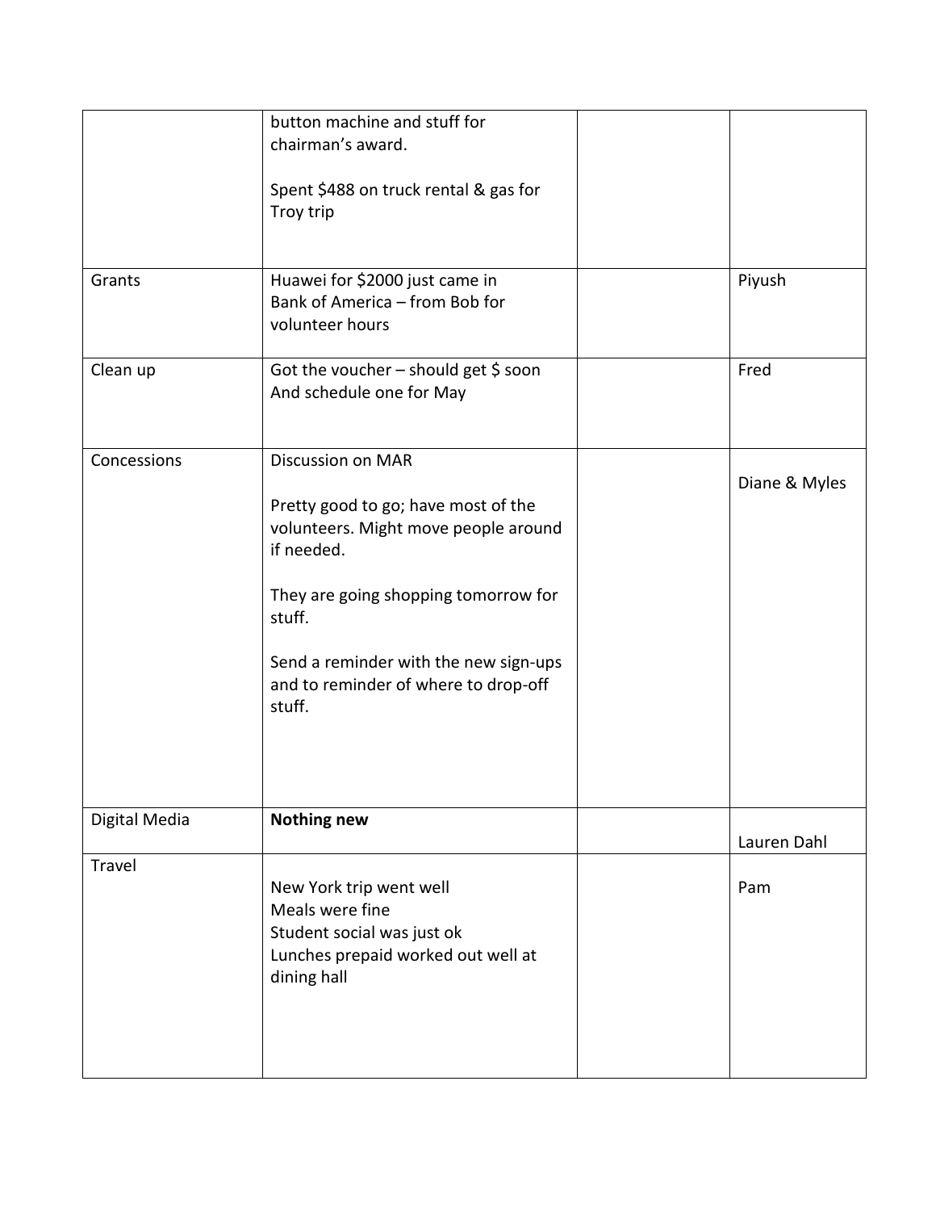| | | | |
|---|---|---|---|
| | button machine and stuff for chairman's award.<br><br>Spent $488 on truck rental & gas for Troy trip | | |
| Grants | Huawei for $2000 just came in<br>Bank of America – from Bob for volunteer hours | | Piyush |
| Clean up | Got the voucher – should get $ soon<br>And schedule one for May | | Fred |
| Concessions | Discussion on MAR<br><br>Pretty good to go; have most of the volunteers. Might move people around if needed.<br><br>They are going shopping tomorrow for stuff.<br><br>Send a reminder with the new sign-ups and to reminder of where to drop-off stuff. | | Diane & Myles |
| Digital Media | **Nothing new** | | Lauren Dahl |
| Travel | New York trip went well<br>Meals were fine<br>Student social was just ok<br>Lunches prepaid worked out well at dining hall | | Pam |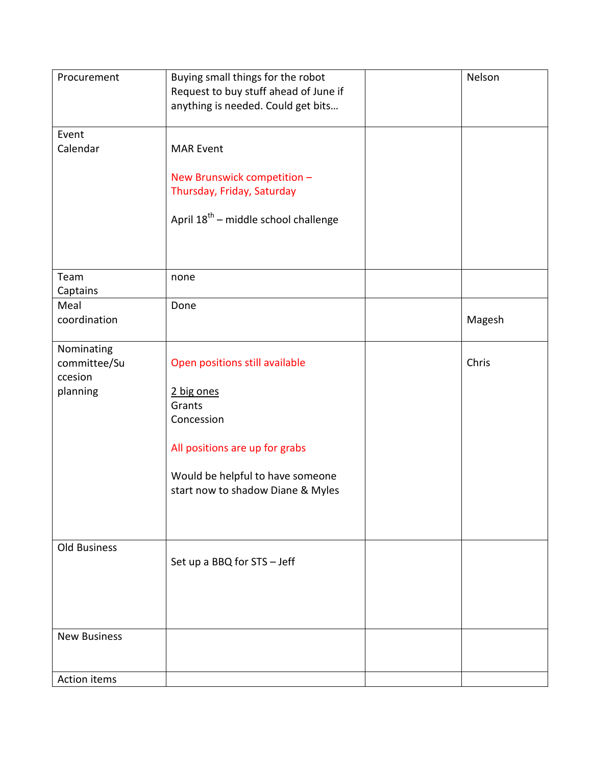| Procurement | Buying small things for the robot<br>Request to buy stuff ahead of June if anything is needed. Could get bits… | | Nelson |
|---|---|---|---|
| Event Calendar | MAR Event<br><br>New Brunswick competition – Thursday, Friday, Saturday<br><br>April 18th – middle school challenge | | |
| Team Captains | none | | |
| Meal coordination | Done | | Magesh |
| Nominating committee/Succesion planning | Open positions still available<br><br><u>2 big ones</u><br>Grants<br>Concession<br><br>All positions are up for grabs<br><br>Would be helpful to have someone start now to shadow Diane & Myles | | Chris |
| Old Business | Set up a BBQ for STS – Jeff | | |
| New Business | | | |
| Action items | | | |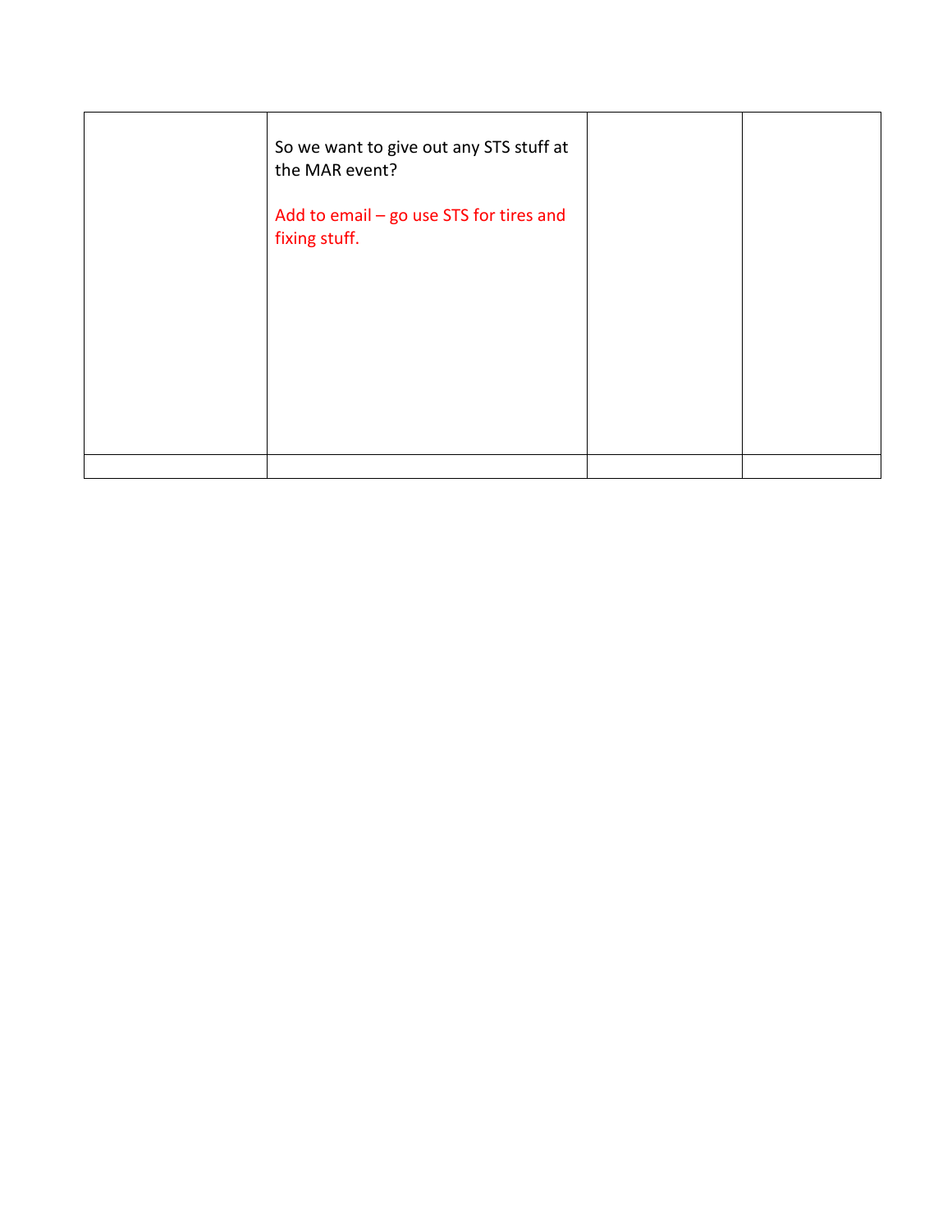| | | | |
|---|---|---|---|
| | So we want to give out any STS stuff at the MAR event?<br><br>Add to email – go use STS for tires and fixing stuff. | | |
| | | | |